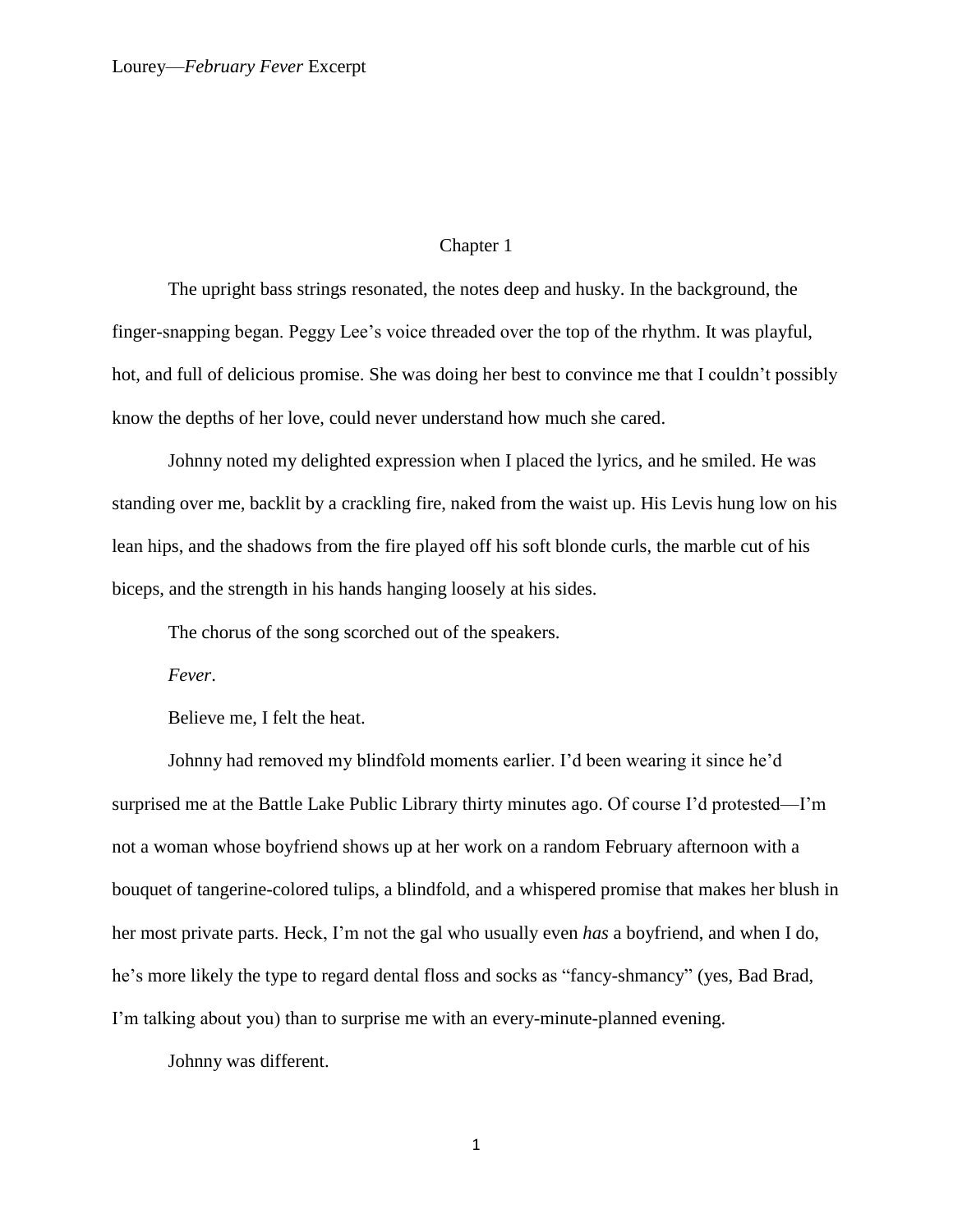## Chapter 1

The upright bass strings resonated, the notes deep and husky. In the background, the finger-snapping began. Peggy Lee's voice threaded over the top of the rhythm. It was playful, hot, and full of delicious promise. She was doing her best to convince me that I couldn't possibly know the depths of her love, could never understand how much she cared.

Johnny noted my delighted expression when I placed the lyrics, and he smiled. He was standing over me, backlit by a crackling fire, naked from the waist up. His Levis hung low on his lean hips, and the shadows from the fire played off his soft blonde curls, the marble cut of his biceps, and the strength in his hands hanging loosely at his sides.

The chorus of the song scorched out of the speakers.

*Fever*.

Believe me, I felt the heat.

Johnny had removed my blindfold moments earlier. I'd been wearing it since he'd surprised me at the Battle Lake Public Library thirty minutes ago. Of course I'd protested—I'm not a woman whose boyfriend shows up at her work on a random February afternoon with a bouquet of tangerine-colored tulips, a blindfold, and a whispered promise that makes her blush in her most private parts. Heck, I'm not the gal who usually even *has* a boyfriend, and when I do, he's more likely the type to regard dental floss and socks as "fancy-shmancy" (yes, Bad Brad, I'm talking about you) than to surprise me with an every-minute-planned evening.

Johnny was different.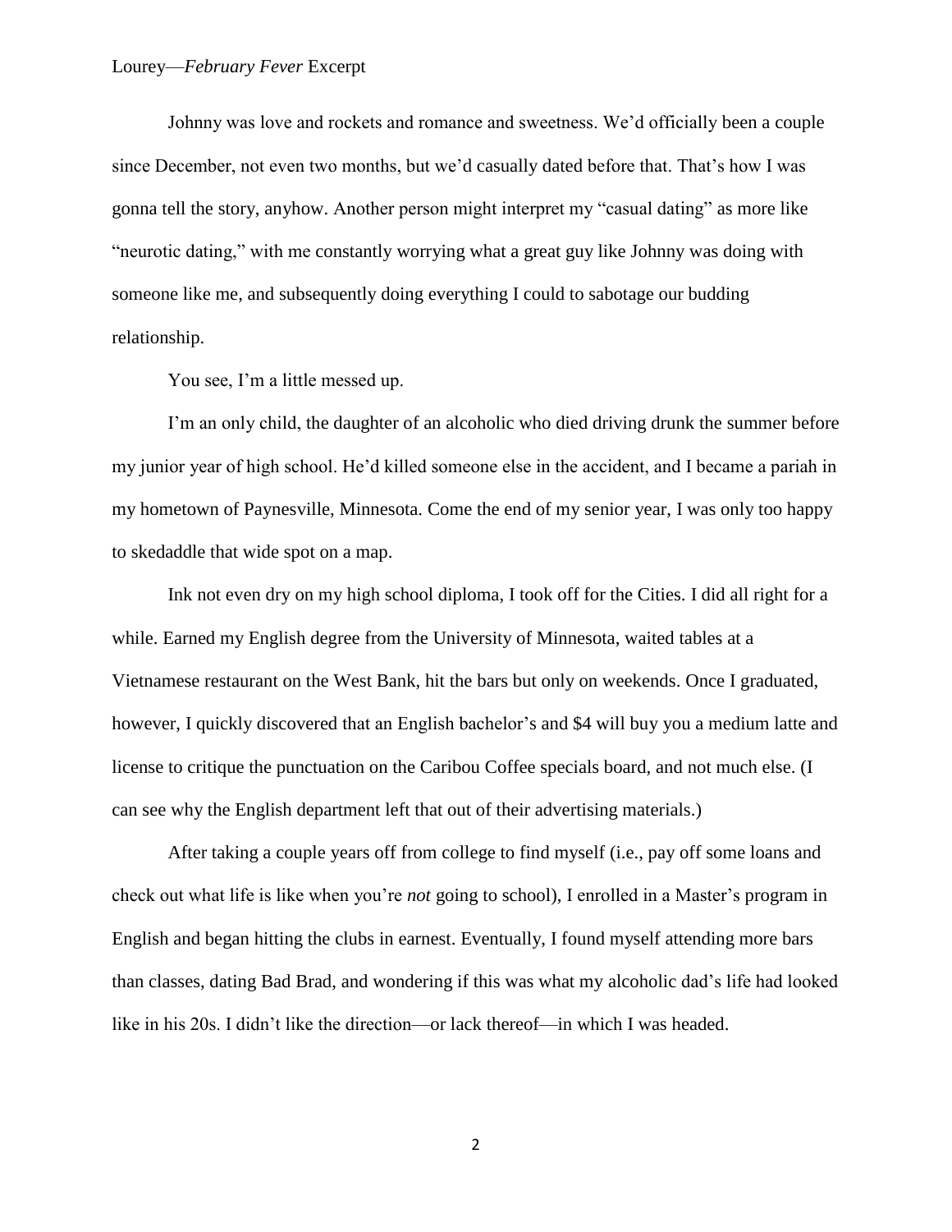Johnny was love and rockets and romance and sweetness. We'd officially been a couple since December, not even two months, but we'd casually dated before that. That's how I was gonna tell the story, anyhow. Another person might interpret my "casual dating" as more like "neurotic dating," with me constantly worrying what a great guy like Johnny was doing with someone like me, and subsequently doing everything I could to sabotage our budding relationship.

You see, I'm a little messed up.

I'm an only child, the daughter of an alcoholic who died driving drunk the summer before my junior year of high school. He'd killed someone else in the accident, and I became a pariah in my hometown of Paynesville, Minnesota. Come the end of my senior year, I was only too happy to skedaddle that wide spot on a map.

Ink not even dry on my high school diploma, I took off for the Cities. I did all right for a while. Earned my English degree from the University of Minnesota, waited tables at a Vietnamese restaurant on the West Bank, hit the bars but only on weekends. Once I graduated, however, I quickly discovered that an English bachelor's and $4 will buy you a medium latte and license to critique the punctuation on the Caribou Coffee specials board, and not much else. (I can see why the English department left that out of their advertising materials.)

After taking a couple years off from college to find myself (i.e., pay off some loans and check out what life is like when you're *not* going to school), I enrolled in a Master's program in English and began hitting the clubs in earnest. Eventually, I found myself attending more bars than classes, dating Bad Brad, and wondering if this was what my alcoholic dad's life had looked like in his 20s. I didn't like the direction—or lack thereof—in which I was headed.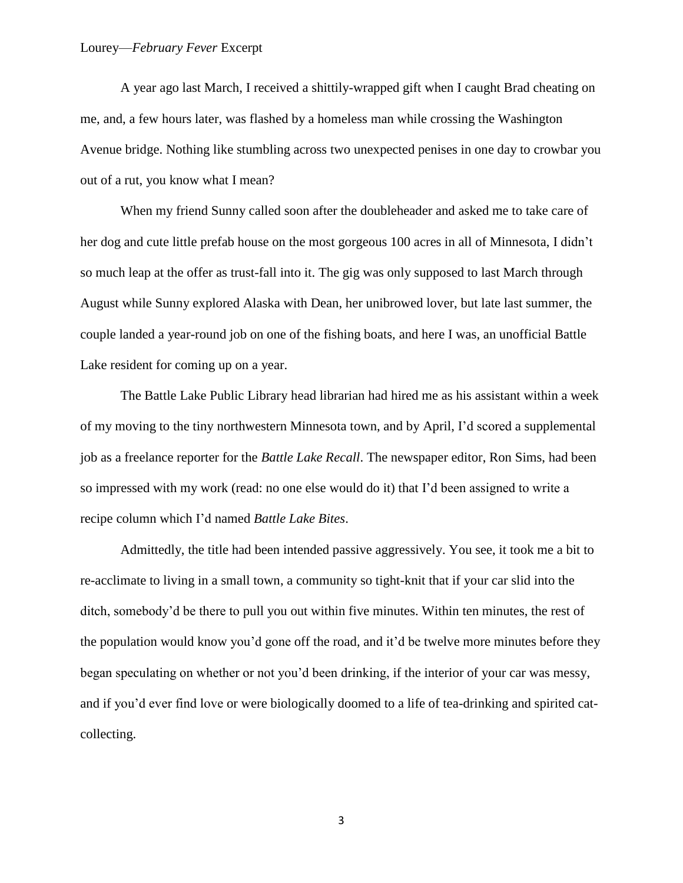A year ago last March, I received a shittily-wrapped gift when I caught Brad cheating on me, and, a few hours later, was flashed by a homeless man while crossing the Washington Avenue bridge. Nothing like stumbling across two unexpected penises in one day to crowbar you out of a rut, you know what I mean?

When my friend Sunny called soon after the doubleheader and asked me to take care of her dog and cute little prefab house on the most gorgeous 100 acres in all of Minnesota, I didn't so much leap at the offer as trust-fall into it. The gig was only supposed to last March through August while Sunny explored Alaska with Dean, her unibrowed lover, but late last summer, the couple landed a year-round job on one of the fishing boats, and here I was, an unofficial Battle Lake resident for coming up on a year.

The Battle Lake Public Library head librarian had hired me as his assistant within a week of my moving to the tiny northwestern Minnesota town, and by April, I'd scored a supplemental job as a freelance reporter for the *Battle Lake Recall*. The newspaper editor, Ron Sims, had been so impressed with my work (read: no one else would do it) that I'd been assigned to write a recipe column which I'd named *Battle Lake Bites*.

Admittedly, the title had been intended passive aggressively. You see, it took me a bit to re-acclimate to living in a small town, a community so tight-knit that if your car slid into the ditch, somebody'd be there to pull you out within five minutes. Within ten minutes, the rest of the population would know you'd gone off the road, and it'd be twelve more minutes before they began speculating on whether or not you'd been drinking, if the interior of your car was messy, and if you'd ever find love or were biologically doomed to a life of tea-drinking and spirited cat-collecting.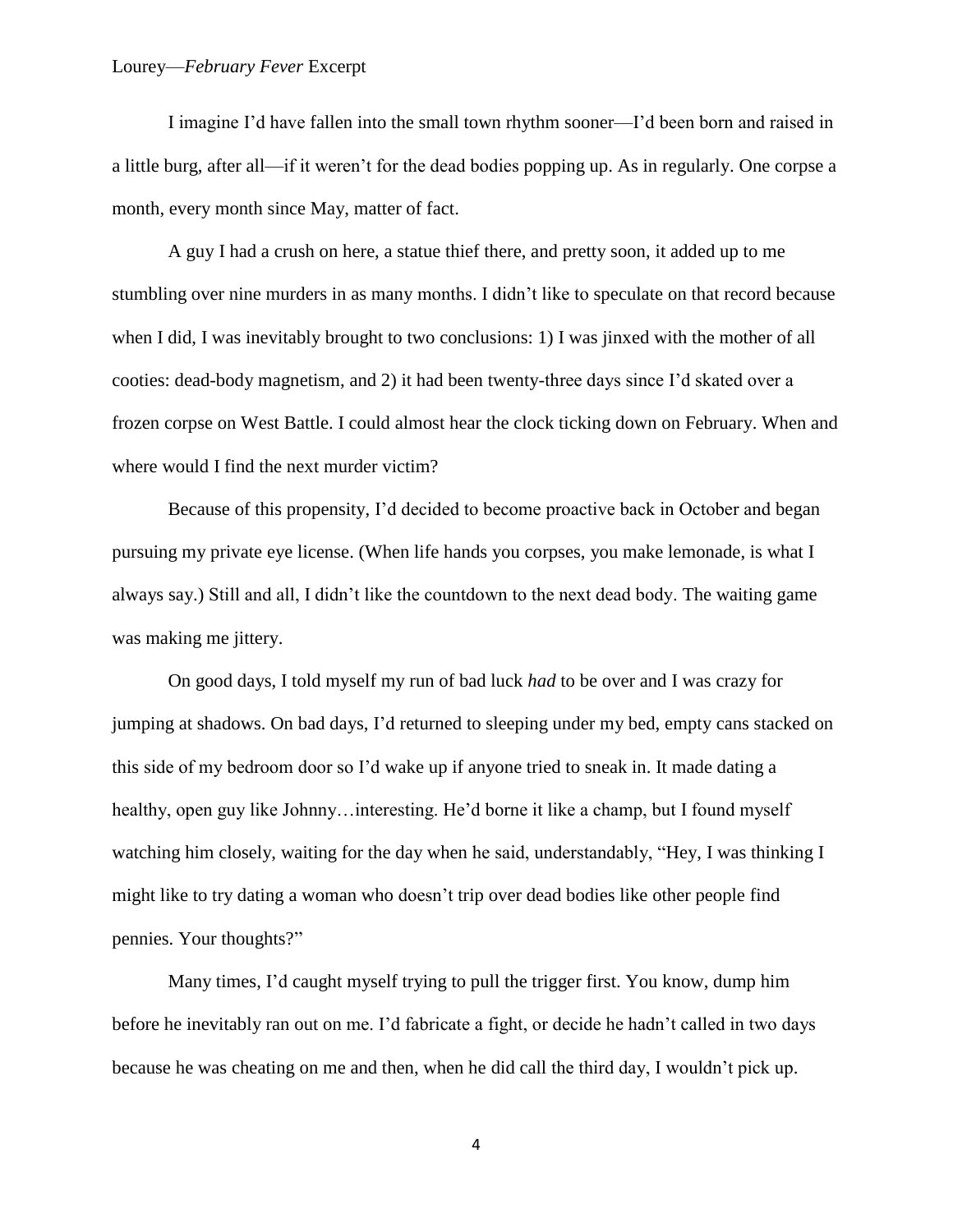I imagine I'd have fallen into the small town rhythm sooner—I'd been born and raised in a little burg, after all—if it weren't for the dead bodies popping up. As in regularly. One corpse a month, every month since May, matter of fact.

A guy I had a crush on here, a statue thief there, and pretty soon, it added up to me stumbling over nine murders in as many months. I didn't like to speculate on that record because when I did, I was inevitably brought to two conclusions: 1) I was jinxed with the mother of all cooties: dead-body magnetism, and 2) it had been twenty-three days since I'd skated over a frozen corpse on West Battle. I could almost hear the clock ticking down on February. When and where would I find the next murder victim?

Because of this propensity, I'd decided to become proactive back in October and began pursuing my private eye license. (When life hands you corpses, you make lemonade, is what I always say.) Still and all, I didn't like the countdown to the next dead body. The waiting game was making me jittery.

On good days, I told myself my run of bad luck *had* to be over and I was crazy for jumping at shadows. On bad days, I'd returned to sleeping under my bed, empty cans stacked on this side of my bedroom door so I'd wake up if anyone tried to sneak in. It made dating a healthy, open guy like Johnny…interesting. He'd borne it like a champ, but I found myself watching him closely, waiting for the day when he said, understandably, "Hey, I was thinking I might like to try dating a woman who doesn't trip over dead bodies like other people find pennies. Your thoughts?"

Many times, I'd caught myself trying to pull the trigger first. You know, dump him before he inevitably ran out on me. I'd fabricate a fight, or decide he hadn't called in two days because he was cheating on me and then, when he did call the third day, I wouldn't pick up.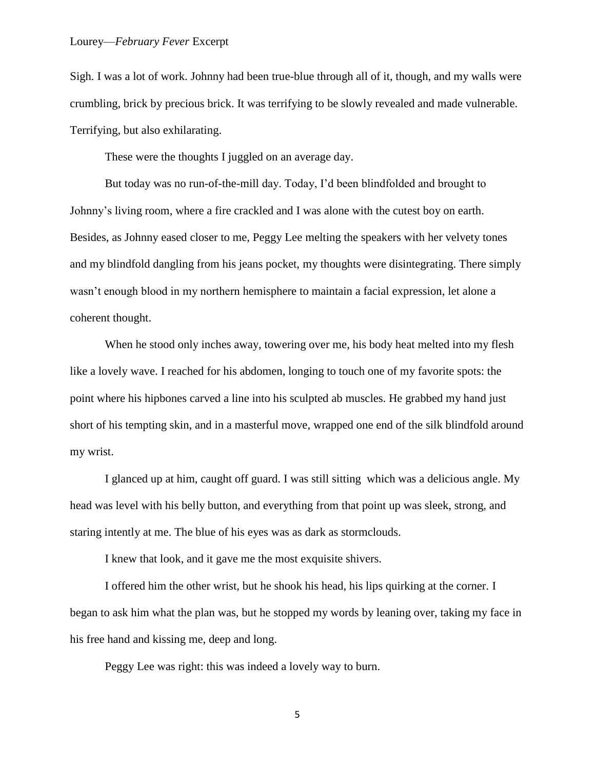Sigh. I was a lot of work. Johnny had been true-blue through all of it, though, and my walls were crumbling, brick by precious brick. It was terrifying to be slowly revealed and made vulnerable. Terrifying, but also exhilarating.

These were the thoughts I juggled on an average day.

But today was no run-of-the-mill day. Today, I'd been blindfolded and brought to Johnny's living room, where a fire crackled and I was alone with the cutest boy on earth. Besides, as Johnny eased closer to me, Peggy Lee melting the speakers with her velvety tones and my blindfold dangling from his jeans pocket, my thoughts were disintegrating. There simply wasn't enough blood in my northern hemisphere to maintain a facial expression, let alone a coherent thought.

When he stood only inches away, towering over me, his body heat melted into my flesh like a lovely wave. I reached for his abdomen, longing to touch one of my favorite spots: the point where his hipbones carved a line into his sculpted ab muscles. He grabbed my hand just short of his tempting skin, and in a masterful move, wrapped one end of the silk blindfold around my wrist.

I glanced up at him, caught off guard. I was still sitting  which was a delicious angle. My head was level with his belly button, and everything from that point up was sleek, strong, and staring intently at me. The blue of his eyes was as dark as stormclouds.

I knew that look, and it gave me the most exquisite shivers.

I offered him the other wrist, but he shook his head, his lips quirking at the corner. I began to ask him what the plan was, but he stopped my words by leaning over, taking my face in his free hand and kissing me, deep and long.

Peggy Lee was right: this was indeed a lovely way to burn.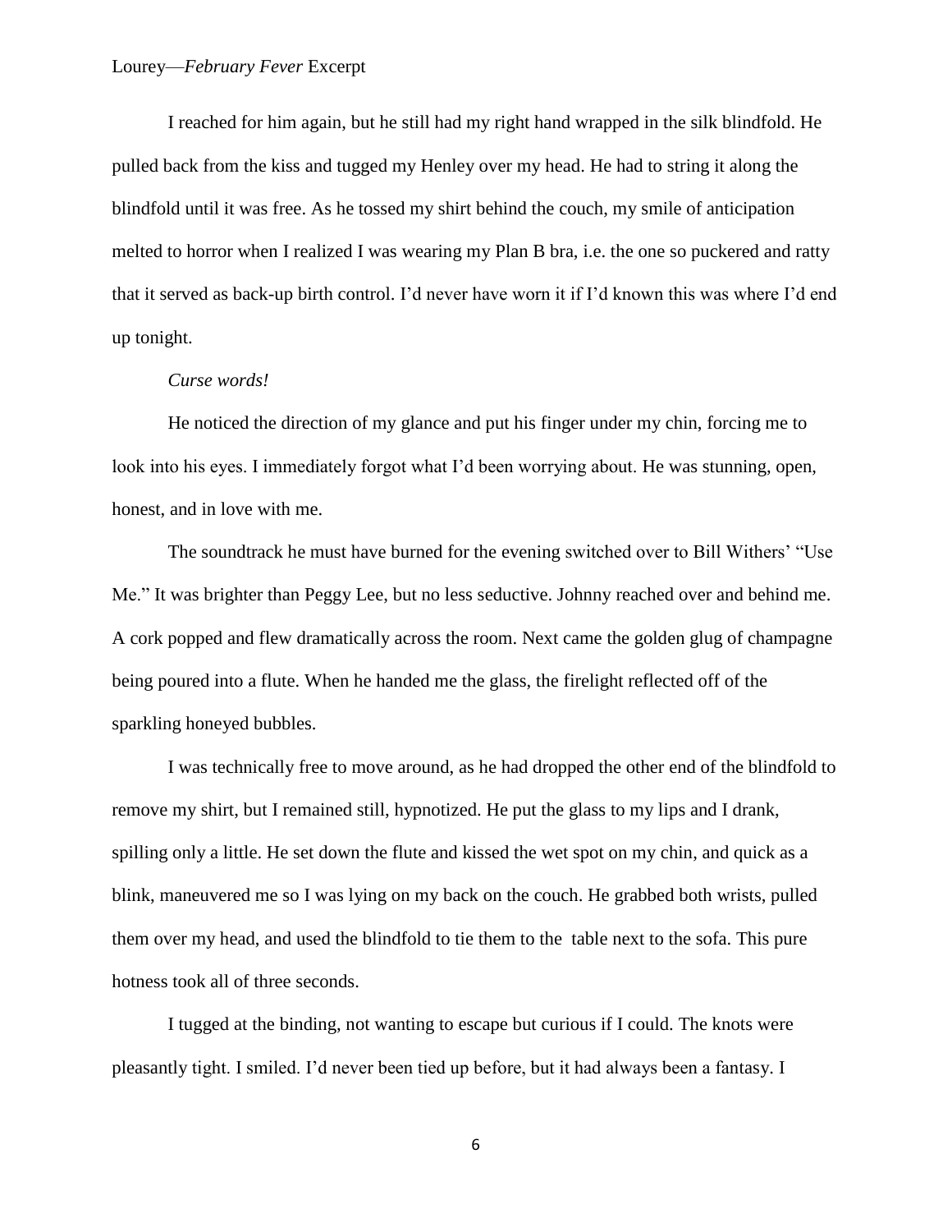I reached for him again, but he still had my right hand wrapped in the silk blindfold. He pulled back from the kiss and tugged my Henley over my head. He had to string it along the blindfold until it was free. As he tossed my shirt behind the couch, my smile of anticipation melted to horror when I realized I was wearing my Plan B bra, i.e. the one so puckered and ratty that it served as back-up birth control. I'd never have worn it if I'd known this was where I'd end up tonight.

*Curse words!*

He noticed the direction of my glance and put his finger under my chin, forcing me to look into his eyes. I immediately forgot what I'd been worrying about. He was stunning, open, honest, and in love with me.

The soundtrack he must have burned for the evening switched over to Bill Withers' "Use Me." It was brighter than Peggy Lee, but no less seductive. Johnny reached over and behind me. A cork popped and flew dramatically across the room. Next came the golden glug of champagne being poured into a flute. When he handed me the glass, the firelight reflected off of the sparkling honeyed bubbles.

I was technically free to move around, as he had dropped the other end of the blindfold to remove my shirt, but I remained still, hypnotized. He put the glass to my lips and I drank, spilling only a little. He set down the flute and kissed the wet spot on my chin, and quick as a blink, maneuvered me so I was lying on my back on the couch. He grabbed both wrists, pulled them over my head, and used the blindfold to tie them to the table next to the sofa. This pure hotness took all of three seconds.

I tugged at the binding, not wanting to escape but curious if I could. The knots were pleasantly tight. I smiled. I'd never been tied up before, but it had always been a fantasy. I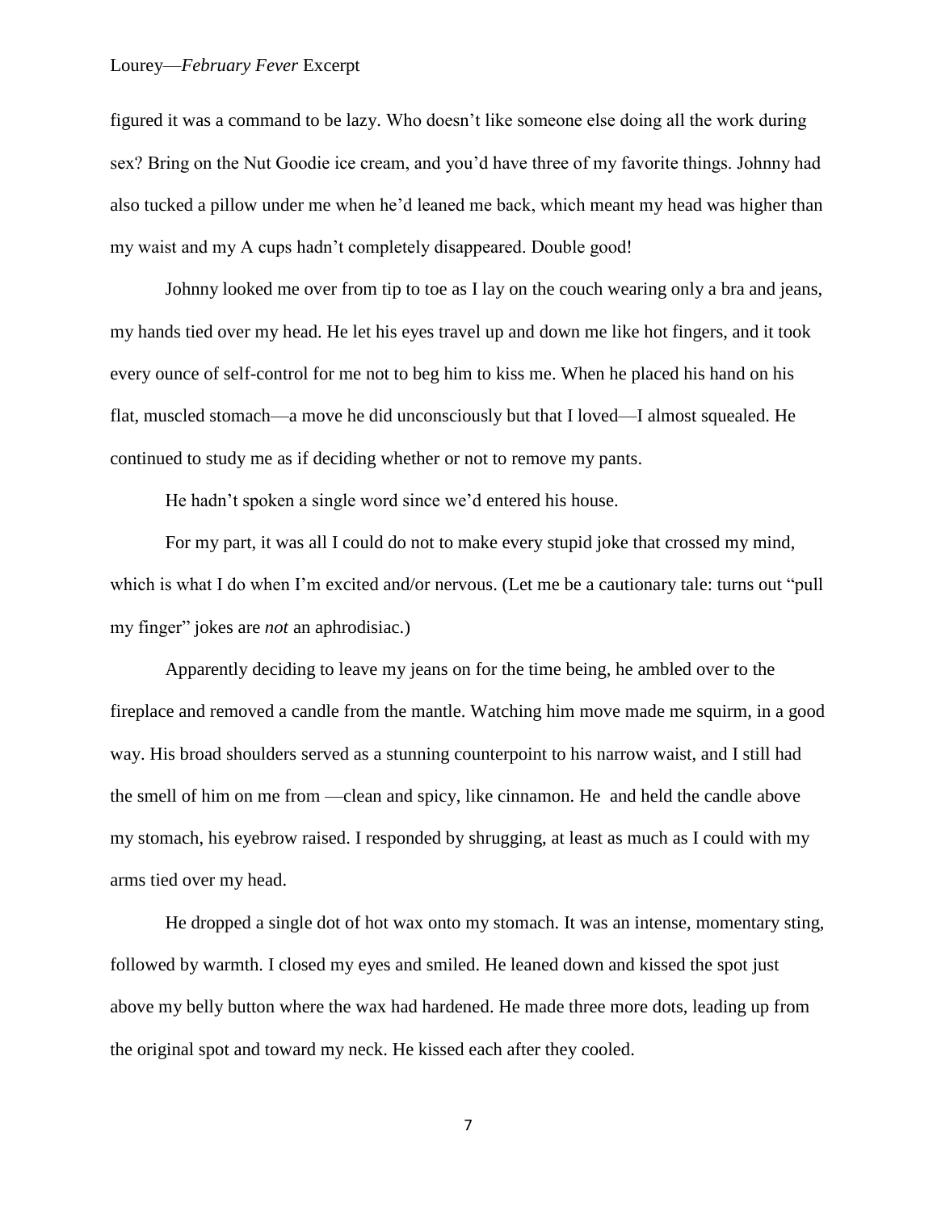figured it was a command to be lazy. Who doesn't like someone else doing all the work during sex? Bring on the Nut Goodie ice cream, and you'd have three of my favorite things. Johnny had also tucked a pillow under me when he'd leaned me back, which meant my head was higher than my waist and my A cups hadn't completely disappeared. Double good!

Johnny looked me over from tip to toe as I lay on the couch wearing only a bra and jeans, my hands tied over my head. He let his eyes travel up and down me like hot fingers, and it took every ounce of self-control for me not to beg him to kiss me. When he placed his hand on his flat, muscled stomach—a move he did unconsciously but that I loved—I almost squealed. He continued to study me as if deciding whether or not to remove my pants.

He hadn't spoken a single word since we'd entered his house.

For my part, it was all I could do not to make every stupid joke that crossed my mind, which is what I do when I'm excited and/or nervous. (Let me be a cautionary tale: turns out "pull my finger" jokes are *not* an aphrodisiac.)

Apparently deciding to leave my jeans on for the time being, he ambled over to the fireplace and removed a candle from the mantle. Watching him move made me squirm, in a good way. His broad shoulders served as a stunning counterpoint to his narrow waist, and I still had the smell of him on me from —clean and spicy, like cinnamon. He  and held the candle above my stomach, his eyebrow raised. I responded by shrugging, at least as much as I could with my arms tied over my head.

He dropped a single dot of hot wax onto my stomach. It was an intense, momentary sting, followed by warmth. I closed my eyes and smiled. He leaned down and kissed the spot just above my belly button where the wax had hardened. He made three more dots, leading up from the original spot and toward my neck. He kissed each after they cooled.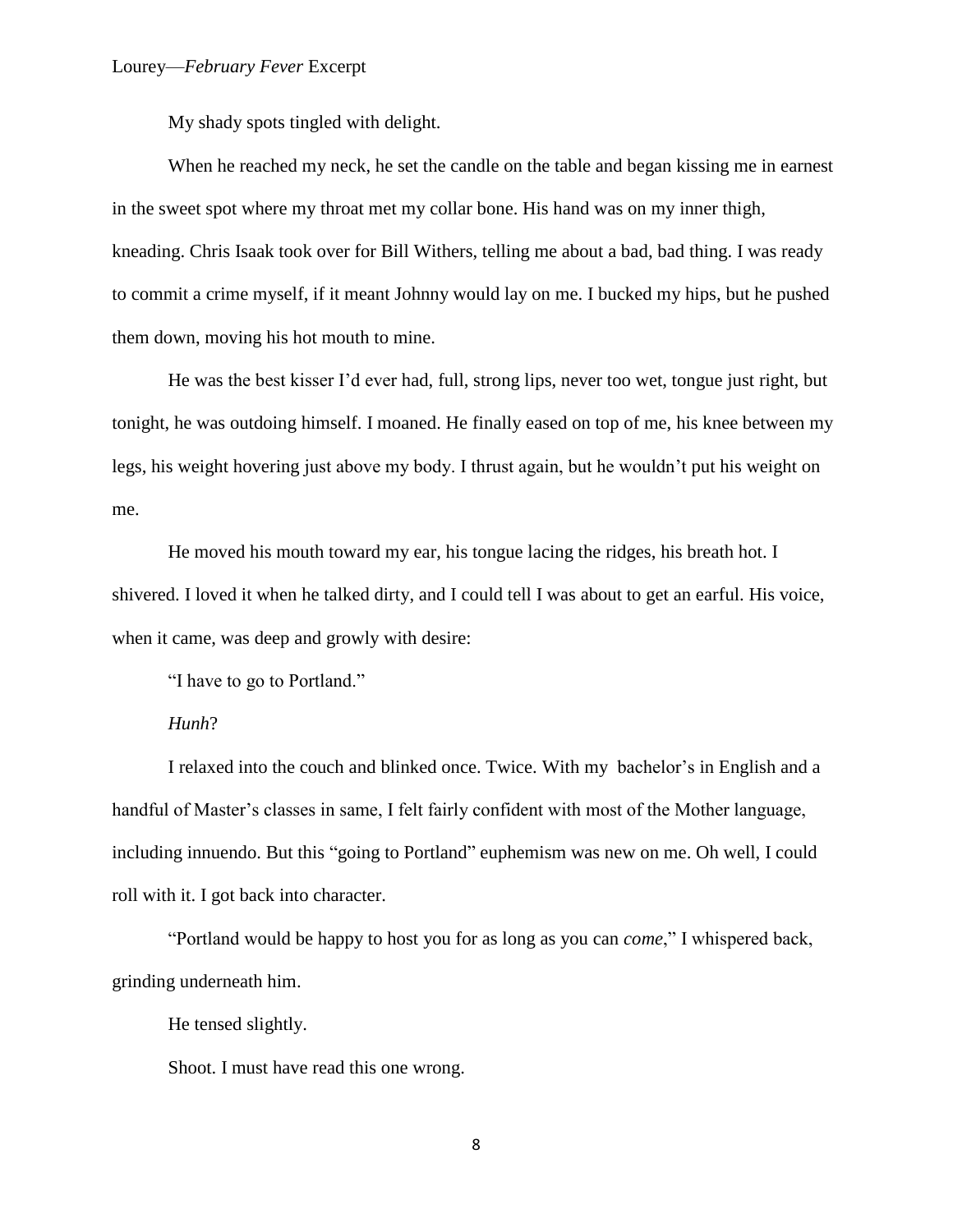My shady spots tingled with delight.

When he reached my neck, he set the candle on the table and began kissing me in earnest in the sweet spot where my throat met my collar bone. His hand was on my inner thigh, kneading. Chris Isaak took over for Bill Withers, telling me about a bad, bad thing. I was ready to commit a crime myself, if it meant Johnny would lay on me. I bucked my hips, but he pushed them down, moving his hot mouth to mine.

He was the best kisser I'd ever had, full, strong lips, never too wet, tongue just right, but tonight, he was outdoing himself. I moaned. He finally eased on top of me, his knee between my legs, his weight hovering just above my body. I thrust again, but he wouldn't put his weight on me.

He moved his mouth toward my ear, his tongue lacing the ridges, his breath hot. I shivered. I loved it when he talked dirty, and I could tell I was about to get an earful. His voice, when it came, was deep and growly with desire:

"I have to go to Portland."

*Hunh*?

I relaxed into the couch and blinked once. Twice. With my bachelor's in English and a handful of Master's classes in same, I felt fairly confident with most of the Mother language, including innuendo. But this "going to Portland" euphemism was new on me. Oh well, I could roll with it. I got back into character.

"Portland would be happy to host you for as long as you can *come*," I whispered back, grinding underneath him.

He tensed slightly.

Shoot. I must have read this one wrong.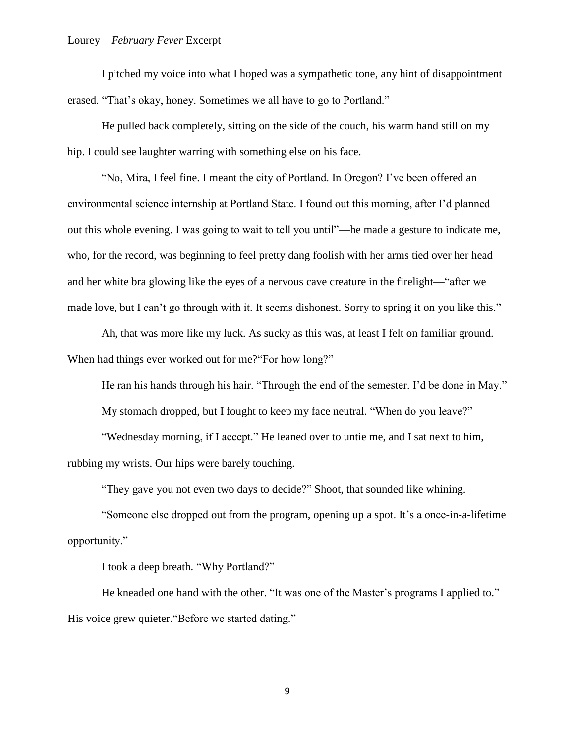I pitched my voice into what I hoped was a sympathetic tone, any hint of disappointment erased. "That's okay, honey. Sometimes we all have to go to Portland."

He pulled back completely, sitting on the side of the couch, his warm hand still on my hip. I could see laughter warring with something else on his face.

"No, Mira, I feel fine. I meant the city of Portland. In Oregon? I've been offered an environmental science internship at Portland State. I found out this morning, after I'd planned out this whole evening. I was going to wait to tell you until"—he made a gesture to indicate me, who, for the record, was beginning to feel pretty dang foolish with her arms tied over her head and her white bra glowing like the eyes of a nervous cave creature in the firelight—"after we made love, but I can't go through with it. It seems dishonest. Sorry to spring it on you like this."

Ah, that was more like my luck. As sucky as this was, at least I felt on familiar ground. When had things ever worked out for me?"For how long?"

He ran his hands through his hair. "Through the end of the semester. I'd be done in May."

My stomach dropped, but I fought to keep my face neutral. "When do you leave?"

"Wednesday morning, if I accept." He leaned over to untie me, and I sat next to him, rubbing my wrists. Our hips were barely touching.

"They gave you not even two days to decide?" Shoot, that sounded like whining.

"Someone else dropped out from the program, opening up a spot. It's a once-in-a-lifetime opportunity."

I took a deep breath. "Why Portland?"

He kneaded one hand with the other. "It was one of the Master's programs I applied to." His voice grew quieter."Before we started dating."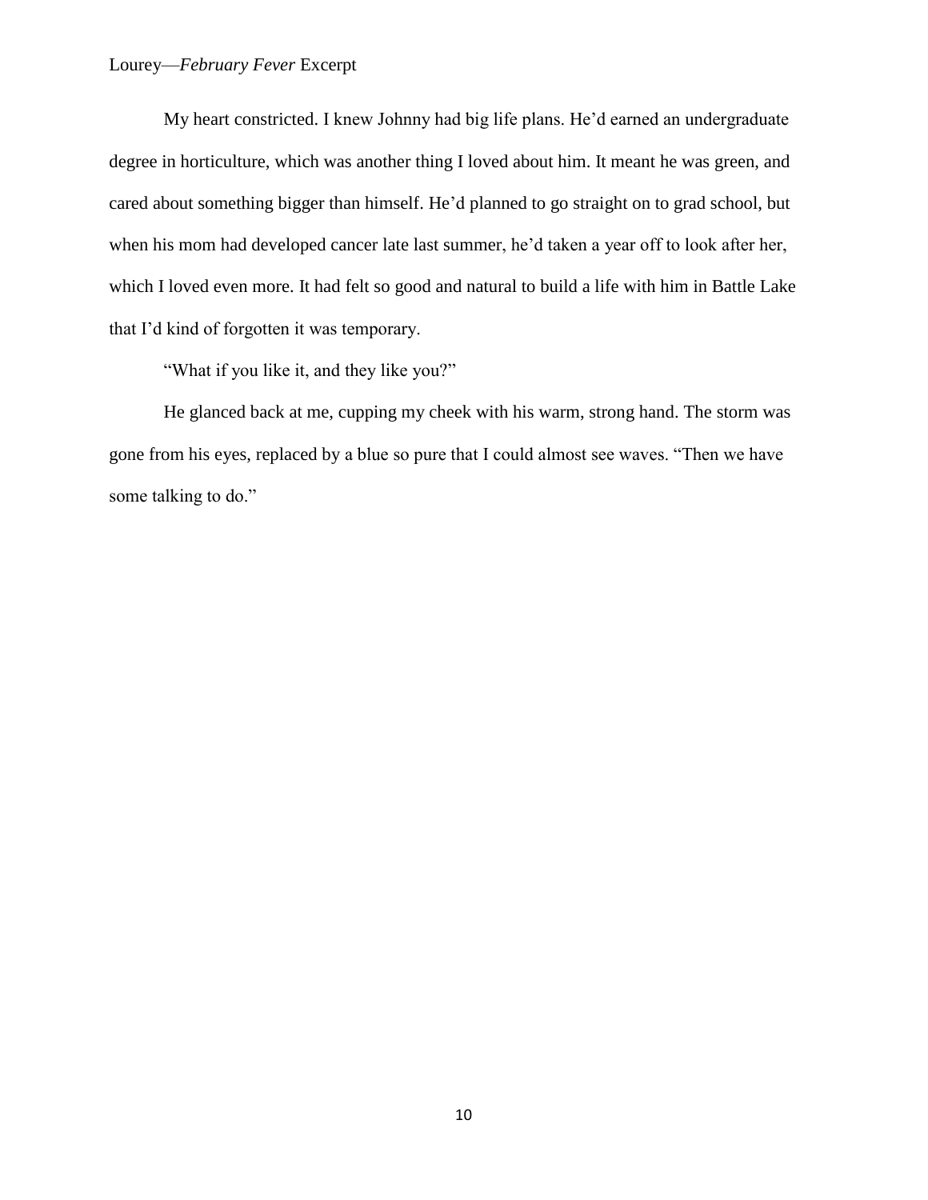My heart constricted. I knew Johnny had big life plans. He'd earned an undergraduate degree in horticulture, which was another thing I loved about him. It meant he was green, and cared about something bigger than himself. He'd planned to go straight on to grad school, but when his mom had developed cancer late last summer, he'd taken a year off to look after her, which I loved even more. It had felt so good and natural to build a life with him in Battle Lake that I'd kind of forgotten it was temporary.

"What if you like it, and they like you?"

He glanced back at me, cupping my cheek with his warm, strong hand. The storm was gone from his eyes, replaced by a blue so pure that I could almost see waves. "Then we have some talking to do."